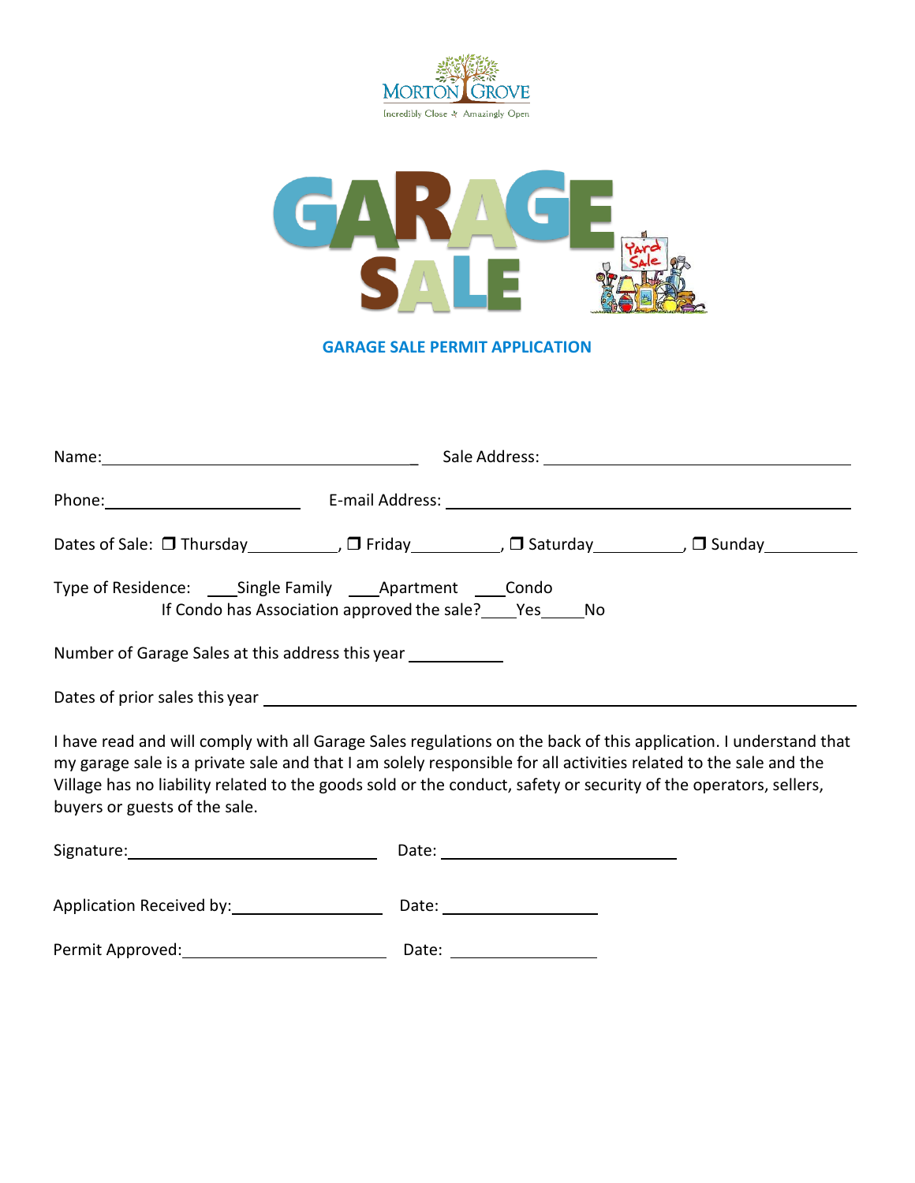MORTON GROVE

Incredibly Close ✣ Amazingly Open

# GARAGE SALE

## GARAGE SALE PERMIT APPLICATION

Name:\_\_\_\_\_\_\_\_\_\_\_\_\_\_\_\_\_\_\_\_\_\_\_\_\_\_\_\_\_\_\_\_\_\_\_ Sale Address: \_\_\_\_\_\_\_\_\_\_\_\_\_\_\_\_\_\_\_\_\_\_\_\_\_\_\_\_\_\_\_\_\_\_\_

Phone:\_\_\_\_\_\_\_\_\_\_\_\_\_\_\_\_\_\_\_\_\_\_ E-mail Address: \_\_\_\_\_\_\_\_\_\_\_\_\_\_\_\_\_\_\_\_\_\_\_\_\_\_\_\_\_\_\_\_\_\_\_\_\_\_\_\_\_\_\_\_\_

Dates of Sale: ❐ Thursday\_\_\_\_\_\_\_\_\_\_, ❐ Friday\_\_\_\_\_\_\_\_\_\_, ❐ Saturday\_\_\_\_\_\_\_\_\_\_, ❐ Sunday\_\_\_\_\_\_\_\_\_\_

Type of Residence: \_\_\_\_Single Family \_\_\_\_Apartment \_\_\_\_Condo

If Condo has Association approved the sale?\_\_\_\_Yes\_\_\_\_\_No

Number of Garage Sales at this address this year \_\_\_\_\_\_\_\_\_\_\_

Dates of prior sales this year \_\_\_\_\_\_\_\_\_\_\_\_\_\_\_\_\_\_\_\_\_\_\_\_\_\_\_\_\_\_\_\_\_\_\_\_\_\_\_\_\_\_\_\_\_\_\_\_\_\_\_\_\_\_\_\_\_\_\_\_\_\_

I have read and will comply with all Garage Sales regulations on the back of this application. I understand that my garage sale is a private sale and that I am solely responsible for all activities related to the sale and the Village has no liability related to the goods sold or the conduct, safety or security of the operators, sellers, buyers or guests of the sale.

Signature:\_\_\_\_\_\_\_\_\_\_\_\_\_\_\_\_\_\_\_\_\_\_\_\_\_\_\_\_\_ Date: \_\_\_\_\_\_\_\_\_\_\_\_\_\_\_\_\_\_\_\_\_\_\_\_\_\_\_

Application Received by:\_\_\_\_\_\_\_\_\_\_\_\_\_\_\_\_\_ Date: \_\_\_\_\_\_\_\_\_\_\_\_\_\_\_\_\_\_

Permit Approved:\_\_\_\_\_\_\_\_\_\_\_\_\_\_\_\_\_\_\_\_\_\_\_ Date: \_\_\_\_\_\_\_\_\_\_\_\_\_\_\_\_\_\_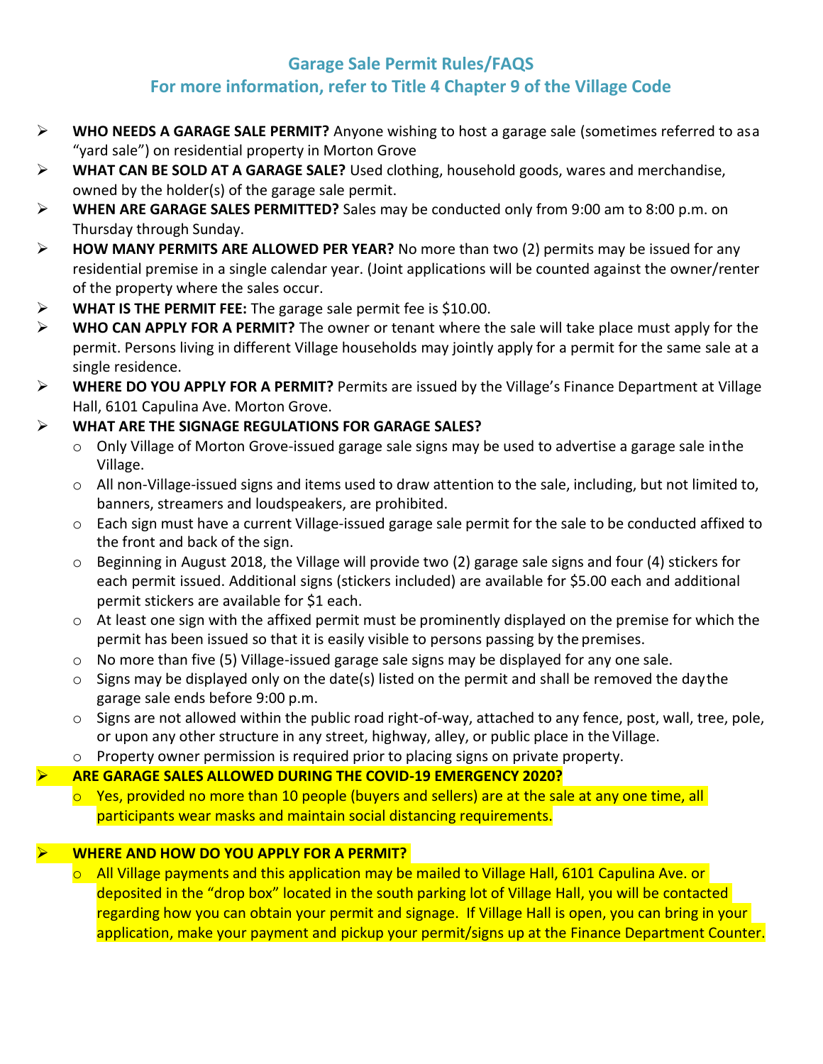## Garage Sale Permit Rules/FAQS

## For more information, refer to Title 4 Chapter 9 of the Village Code

- **WHO NEEDS A GARAGE SALE PERMIT?** Anyone wishing to host a garage sale (sometimes referred to as a "yard sale") on residential property in Morton Grove
- **WHAT CAN BE SOLD AT A GARAGE SALE?** Used clothing, household goods, wares and merchandise, owned by the holder(s) of the garage sale permit.
- **WHEN ARE GARAGE SALES PERMITTED?** Sales may be conducted only from 9:00 am to 8:00 p.m. on Thursday through Sunday.
- **HOW MANY PERMITS ARE ALLOWED PER YEAR?** No more than two (2) permits may be issued for any residential premise in a single calendar year. (Joint applications will be counted against the owner/renter of the property where the sales occur.
- **WHAT IS THE PERMIT FEE:** The garage sale permit fee is $10.00.
- **WHO CAN APPLY FOR A PERMIT?** The owner or tenant where the sale will take place must apply for the permit. Persons living in different Village households may jointly apply for a permit for the same sale at a single residence.
- **WHERE DO YOU APPLY FOR A PERMIT?** Permits are issued by the Village's Finance Department at Village Hall, 6101 Capulina Ave. Morton Grove.
- **WHAT ARE THE SIGNAGE REGULATIONS FOR GARAGE SALES?**
  - Only Village of Morton Grove-issued garage sale signs may be used to advertise a garage sale in the Village.
  - All non-Village-issued signs and items used to draw attention to the sale, including, but not limited to, banners, streamers and loudspeakers, are prohibited.
  - Each sign must have a current Village-issued garage sale permit for the sale to be conducted affixed to the front and back of the sign.
  - Beginning in August 2018, the Village will provide two (2) garage sale signs and four (4) stickers for each permit issued. Additional signs (stickers included) are available for $5.00 each and additional permit stickers are available for $1 each.
  - At least one sign with the affixed permit must be prominently displayed on the premise for which the permit has been issued so that it is easily visible to persons passing by the premises.
  - No more than five (5) Village-issued garage sale signs may be displayed for any one sale.
  - Signs may be displayed only on the date(s) listed on the permit and shall be removed the day the garage sale ends before 9:00 p.m.
  - Signs are not allowed within the public road right-of-way, attached to any fence, post, wall, tree, pole, or upon any other structure in any street, highway, alley, or public place in the Village.
  - Property owner permission is required prior to placing signs on private property.
- **ARE GARAGE SALES ALLOWED DURING THE COVID-19 EMERGENCY 2020?**
  - Yes, provided no more than 10 people (buyers and sellers) are at the sale at any one time, all participants wear masks and maintain social distancing requirements.
- **WHERE AND HOW DO YOU APPLY FOR A PERMIT?**
  - All Village payments and this application may be mailed to Village Hall, 6101 Capulina Ave. or deposited in the "drop box" located in the south parking lot of Village Hall, you will be contacted regarding how you can obtain your permit and signage. If Village Hall is open, you can bring in your application, make your payment and pickup your permit/signs up at the Finance Department Counter.